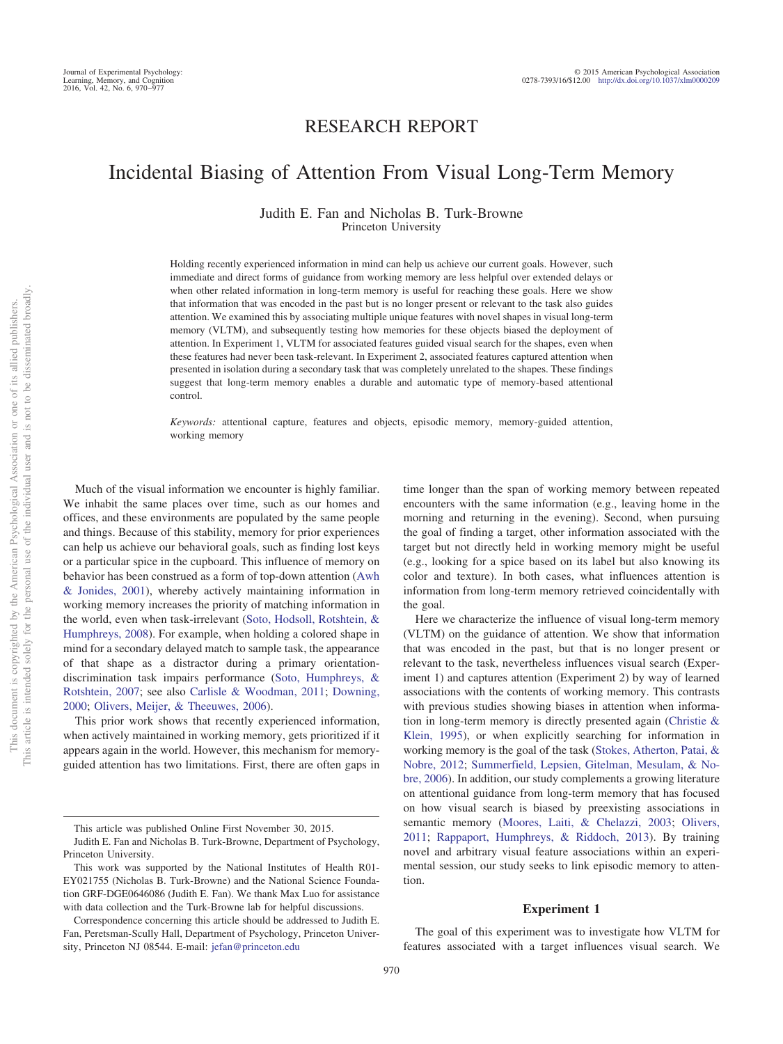# RESEARCH REPORT

# Incidental Biasing of Attention From Visual Long-Term Memory

Judith E. Fan and Nicholas B. Turk-Browne
Princeton University

Holding recently experienced information in mind can help us achieve our current goals. However, such immediate and direct forms of guidance from working memory are less helpful over extended delays or when other related information in long-term memory is useful for reaching these goals. Here we show that information that was encoded in the past but is no longer present or relevant to the task also guides attention. We examined this by associating multiple unique features with novel shapes in visual long-term memory (VLTM), and subsequently testing how memories for these objects biased the deployment of attention. In Experiment 1, VLTM for associated features guided visual search for the shapes, even when these features had never been task-relevant. In Experiment 2, associated features captured attention when presented in isolation during a secondary task that was completely unrelated to the shapes. These findings suggest that long-term memory enables a durable and automatic type of memory-based attentional control.

*Keywords:* attentional capture, features and objects, episodic memory, memory-guided attention, working memory

Much of the visual information we encounter is highly familiar. We inhabit the same places over time, such as our homes and offices, and these environments are populated by the same people and things. Because of this stability, memory for prior experiences can help us achieve our behavioral goals, such as finding lost keys or a particular spice in the cupboard. This influence of memory on behavior has been construed as a form of top-down attention (Awh & Jonides, 2001), whereby actively maintaining information in working memory increases the priority of matching information in the world, even when task-irrelevant (Soto, Hodsoll, Rotshtein, & Humphreys, 2008). For example, when holding a colored shape in mind for a secondary delayed match to sample task, the appearance of that shape as a distractor during a primary orientation-discrimination task impairs performance (Soto, Humphreys, & Rotshtein, 2007; see also Carlisle & Woodman, 2011; Downing, 2000; Olivers, Meijer, & Theeuwes, 2006).

This prior work shows that recently experienced information, when actively maintained in working memory, gets prioritized if it appears again in the world. However, this mechanism for memory-guided attention has two limitations. First, there are often gaps in time longer than the span of working memory between repeated encounters with the same information (e.g., leaving home in the morning and returning in the evening). Second, when pursuing the goal of finding a target, other information associated with the target but not directly held in working memory might be useful (e.g., looking for a spice based on its label but also knowing its color and texture). In both cases, what influences attention is information from long-term memory retrieved coincidentally with the goal.

Here we characterize the influence of visual long-term memory (VLTM) on the guidance of attention. We show that information that was encoded in the past, but that is no longer present or relevant to the task, nevertheless influences visual search (Experiment 1) and captures attention (Experiment 2) by way of learned associations with the contents of working memory. This contrasts with previous studies showing biases in attention when information in long-term memory is directly presented again (Christie & Klein, 1995), or when explicitly searching for information in working memory is the goal of the task (Stokes, Atherton, Patai, & Nobre, 2012; Summerfield, Lepsien, Gitelman, Mesulam, & Nobre, 2006). In addition, our study complements a growing literature on attentional guidance from long-term memory that has focused on how visual search is biased by preexisting associations in semantic memory (Moores, Laiti, & Chelazzi, 2003; Olivers, 2011; Rappaport, Humphreys, & Riddoch, 2013). By training novel and arbitrary visual feature associations within an experimental session, our study seeks to link episodic memory to attention.

## Experiment 1

The goal of this experiment was to investigate how VLTM for features associated with a target influences visual search. We

---

This article was published Online First November 30, 2015.

Judith E. Fan and Nicholas B. Turk-Browne, Department of Psychology, Princeton University.

This work was supported by the National Institutes of Health R01-EY021755 (Nicholas B. Turk-Browne) and the National Science Foundation GRF-DGE0646086 (Judith E. Fan). We thank Max Luo for assistance with data collection and the Turk-Browne lab for helpful discussions.

Correspondence concerning this article should be addressed to Judith E. Fan, Peretsman-Scully Hall, Department of Psychology, Princeton University, Princeton NJ 08544. E-mail: jefan@princeton.edu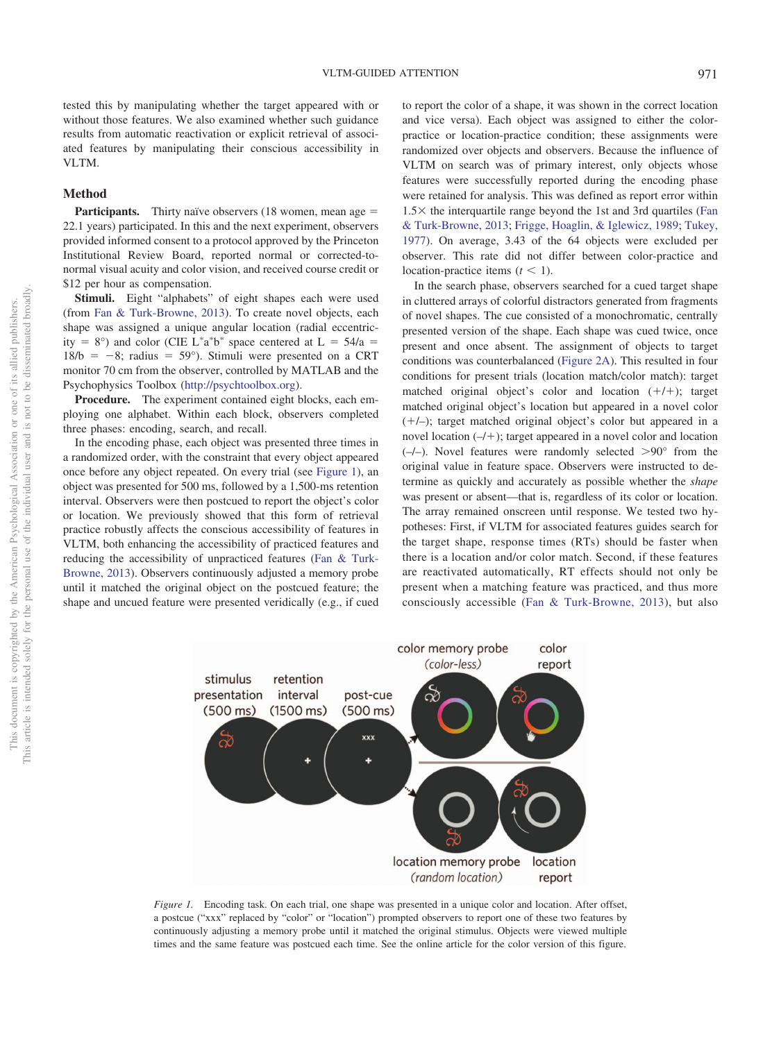tested this by manipulating whether the target appeared with or without those features. We also examined whether such guidance results from automatic reactivation or explicit retrieval of associated features by manipulating their conscious accessibility in VLTM.

## Method

**Participants.** Thirty naïve observers (18 women, mean age = 22.1 years) participated. In this and the next experiment, observers provided informed consent to a protocol approved by the Princeton Institutional Review Board, reported normal or corrected-to-normal visual acuity and color vision, and received course credit or $12 per hour as compensation.

**Stimuli.** Eight "alphabets" of eight shapes each were used (from Fan & Turk-Browne, 2013). To create novel objects, each shape was assigned a unique angular location (radial eccentricity = 8°) and color (CIE $L^*a^*b^*$ space centered at L = 54/a = 18/b = −8; radius = 59°). Stimuli were presented on a CRT monitor 70 cm from the observer, controlled by MATLAB and the Psychophysics Toolbox (http://psychtoolbox.org).

**Procedure.** The experiment contained eight blocks, each employing one alphabet. Within each block, observers completed three phases: encoding, search, and recall.

In the encoding phase, each object was presented three times in a randomized order, with the constraint that every object appeared once before any object repeated. On every trial (see Figure 1), an object was presented for 500 ms, followed by a 1,500-ms retention interval. Observers were then postcued to report the object's color or location. We previously showed that this form of retrieval practice robustly affects the conscious accessibility of features in VLTM, both enhancing the accessibility of practiced features and reducing the accessibility of unpracticed features (Fan & Turk-Browne, 2013). Observers continuously adjusted a memory probe until it matched the original object on the postcued feature; the shape and uncued feature were presented veridically (e.g., if cued to report the color of a shape, it was shown in the correct location and vice versa). Each object was assigned to either the color-practice or location-practice condition; these assignments were randomized over objects and observers. Because the influence of VLTM on search was of primary interest, only objects whose features were successfully reported during the encoding phase were retained for analysis. This was defined as report error within 1.5× the interquartile range beyond the 1st and 3rd quartiles (Fan & Turk-Browne, 2013; Frigge, Hoaglin, & Iglewicz, 1989; Tukey, 1977). On average, 3.43 of the 64 objects were excluded per observer. This rate did not differ between color-practice and location-practice items ($t < 1$).

In the search phase, observers searched for a cued target shape in cluttered arrays of colorful distractors generated from fragments of novel shapes. The cue consisted of a monochromatic, centrally presented version of the shape. Each shape was cued twice, once present and once absent. The assignment of objects to target conditions was counterbalanced (Figure 2A). This resulted in four conditions for present trials (location match/color match): target matched original object's color and location (+/+); target matched original object's location but appeared in a novel color (+/–); target matched original object's color but appeared in a novel location (–/+); target appeared in a novel color and location (–/–). Novel features were randomly selected >90° from the original value in feature space. Observers were instructed to determine as quickly and accurately as possible whether the *shape* was present or absent—that is, regardless of its color or location. The array remained onscreen until response. We tested two hypotheses: First, if VLTM for associated features guides search for the target shape, response times (RTs) should be faster when there is a location and/or color match. Second, if these features are reactivated automatically, RT effects should not only be present when a matching feature was practiced, and thus more consciously accessible (Fan & Turk-Browne, 2013), but also

*Figure 1.* Encoding task. On each trial, one shape was presented in a unique color and location. After offset, a postcue ("xxx" replaced by "color" or "location") prompted observers to report one of these two features by continuously adjusting a memory probe until it matched the original stimulus. Objects were viewed multiple times and the same feature was postcued each time. See the online article for the color version of this figure.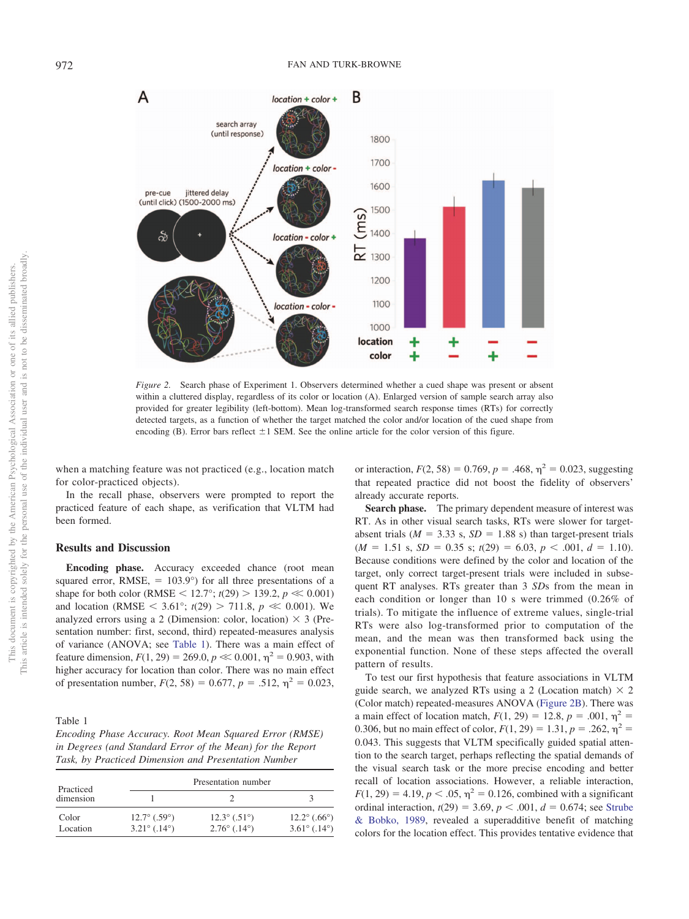*Figure 2.* Search phase of Experiment 1. Observers determined whether a cued shape was present or absent within a cluttered display, regardless of its color or location (A). Enlarged version of sample search array also provided for greater legibility (left-bottom). Mean log-transformed search response times (RTs) for correctly detected targets, as a function of whether the target matched the color and/or location of the cued shape from encoding (B). Error bars reflect ±1 SEM. See the online article for the color version of this figure.

when a matching feature was not practiced (e.g., location match for color-practiced objects).

In the recall phase, observers were prompted to report the practiced feature of each shape, as verification that VLTM had been formed.

## Results and Discussion

**Encoding phase.** Accuracy exceeded chance (root mean squared error, RMSE, = 103.9°) for all three presentations of a shape for both color (RMSE < 12.7°; $t(29) > 139.2$, $p \ll 0.001$) and location (RMSE < 3.61°; $t(29) > 711.8$, $p \ll 0.001$). We analyzed errors using a 2 (Dimension: color, location) × 3 (Presentation number: first, second, third) repeated-measures analysis of variance (ANOVA; see Table 1). There was a main effect of feature dimension, $F(1, 29) = 269.0$, $p \ll 0.001$, $\eta^2 = 0.903$, with higher accuracy for location than color. There was no main effect of presentation number, $F(2, 58) = 0.677$, $p = .512$, $\eta^2 = 0.023$, or interaction, $F(2, 58) = 0.769$, $p = .468$, $\eta^2 = 0.023$, suggesting that repeated practice did not boost the fidelity of observers' already accurate reports.

Table 1
*Encoding Phase Accuracy. Root Mean Squared Error (RMSE) in Degrees (and Standard Error of the Mean) for the Report Task, by Practiced Dimension and Presentation Number*

| Practiced dimension | Presentation number | | |
|---|---|---|---|
| | 1 | 2 | 3 |
| Color | 12.7° (.59°) | 12.3° (.51°) | 12.2° (.66°) |
| Location | 3.21° (.14°) | 2.76° (.14°) | 3.61° (.14°) |

**Search phase.** The primary dependent measure of interest was RT. As in other visual search tasks, RTs were slower for target-absent trials ($M$ = 3.33 s, $SD$ = 1.88 s) than target-present trials ($M$ = 1.51 s, $SD$ = 0.35 s; $t(29) = 6.03$, $p < .001$, $d = 1.10$). Because conditions were defined by the color and location of the target, only correct target-present trials were included in subsequent RT analyses. RTs greater than 3 *SD*s from the mean in each condition or longer than 10 s were trimmed (0.26% of trials). To mitigate the influence of extreme values, single-trial RTs were also log-transformed prior to computation of the mean, and the mean was then transformed back using the exponential function. None of these steps affected the overall pattern of results.

To test our first hypothesis that feature associations in VLTM guide search, we analyzed RTs using a 2 (Location match) × 2 (Color match) repeated-measures ANOVA (Figure 2B). There was a main effect of location match, $F(1, 29) = 12.8$, $p = .001$, $\eta^2 = 0.306$, but no main effect of color, $F(1, 29) = 1.31$, $p = .262$, $\eta^2 = 0.043$. This suggests that VLTM specifically guided spatial attention to the search target, perhaps reflecting the spatial demands of the visual search task or the more precise encoding and better recall of location associations. However, a reliable interaction, $F(1, 29) = 4.19$, $p < .05$, $\eta^2 = 0.126$, combined with a significant ordinal interaction, $t(29) = 3.69$, $p < .001$, $d = 0.674$; see Strube & Bobko, 1989, revealed a superadditive benefit of matching colors for the location effect. This provides tentative evidence that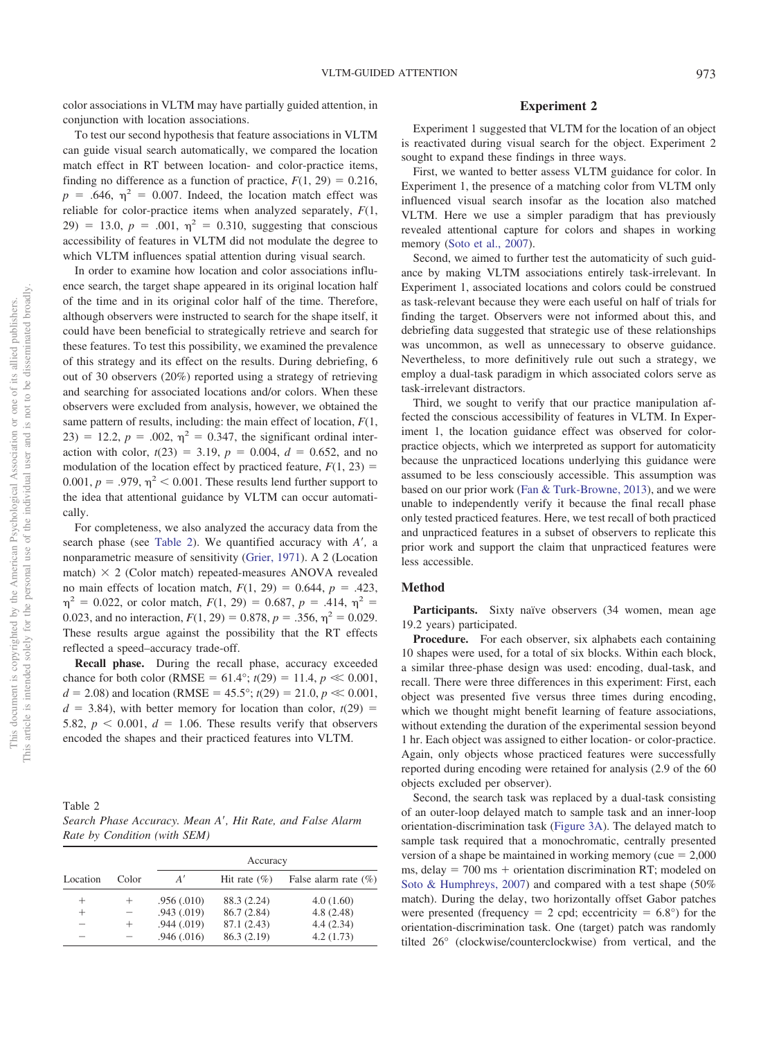color associations in VLTM may have partially guided attention, in conjunction with location associations.

To test our second hypothesis that feature associations in VLTM can guide visual search automatically, we compared the location match effect in RT between location- and color-practice items, finding no difference as a function of practice, $F(1, 29) = 0.216$, $p = .646$, $\eta^2 = 0.007$. Indeed, the location match effect was reliable for color-practice items when analyzed separately, $F(1, 29) = 13.0$, $p = .001$, $\eta^2 = 0.310$, suggesting that conscious accessibility of features in VLTM did not modulate the degree to which VLTM influences spatial attention during visual search.

In order to examine how location and color associations influence search, the target shape appeared in its original location half of the time and in its original color half of the time. Therefore, although observers were instructed to search for the shape itself, it could have been beneficial to strategically retrieve and search for these features. To test this possibility, we examined the prevalence of this strategy and its effect on the results. During debriefing, 6 out of 30 observers (20%) reported using a strategy of retrieving and searching for associated locations and/or colors. When these observers were excluded from analysis, however, we obtained the same pattern of results, including: the main effect of location, $F(1, 23) = 12.2$, $p = .002$, $\eta^2 = 0.347$, the significant ordinal interaction with color, $t(23) = 3.19$, $p = 0.004$, $d = 0.652$, and no modulation of the location effect by practiced feature, $F(1, 23) = 0.001$, $p = .979$, $\eta^2 < 0.001$. These results lend further support to the idea that attentional guidance by VLTM can occur automatically.

For completeness, we also analyzed the accuracy data from the search phase (see Table 2). We quantified accuracy with $A'$, a nonparametric measure of sensitivity (Grier, 1971). A 2 (Location match) × 2 (Color match) repeated-measures ANOVA revealed no main effects of location match, $F(1, 29) = 0.644$, $p = .423$, $\eta^2 = 0.022$, or color match, $F(1, 29) = 0.687$, $p = .414$, $\eta^2 = 0.023$, and no interaction, $F(1, 29) = 0.878$, $p = .356$, $\eta^2 = 0.029$. These results argue against the possibility that the RT effects reflected a speed–accuracy trade-off.

**Recall phase.** During the recall phase, accuracy exceeded chance for both color (RMSE = 61.4°; $t(29) = 11.4$, $p \ll 0.001$, $d = 2.08$) and location (RMSE = 45.5°; $t(29) = 21.0$, $p \ll 0.001$, $d = 3.84$), with better memory for location than color, $t(29) = 5.82$, $p < 0.001$, $d = 1.06$. These results verify that observers encoded the shapes and their practiced features into VLTM.

Table 2
*Search Phase Accuracy. Mean $A'$, Hit Rate, and False Alarm Rate by Condition (with SEM)*

| | | Accuracy | | |
|---|---|---|---|---|
| Location | Color | $A'$ | Hit rate (%) | False alarm rate (%) |
| + | + | .956 (.010) | 88.3 (2.24) | 4.0 (1.60) |
| + | − | .943 (.019) | 86.7 (2.84) | 4.8 (2.48) |
| − | + | .944 (.019) | 87.1 (2.43) | 4.4 (2.34) |
| − | − | .946 (.016) | 86.3 (2.19) | 4.2 (1.73) |

## Experiment 2

Experiment 1 suggested that VLTM for the location of an object is reactivated during visual search for the object. Experiment 2 sought to expand these findings in three ways.

First, we wanted to better assess VLTM guidance for color. In Experiment 1, the presence of a matching color from VLTM only influenced visual search insofar as the location also matched VLTM. Here we use a simpler paradigm that has previously revealed attentional capture for colors and shapes in working memory (Soto et al., 2007).

Second, we aimed to further test the automaticity of such guidance by making VLTM associations entirely task-irrelevant. In Experiment 1, associated locations and colors could be construed as task-relevant because they were each useful on half of trials for finding the target. Observers were not informed about this, and debriefing data suggested that strategic use of these relationships was uncommon, as well as unnecessary to observe guidance. Nevertheless, to more definitively rule out such a strategy, we employ a dual-task paradigm in which associated colors serve as task-irrelevant distractors.

Third, we sought to verify that our practice manipulation affected the conscious accessibility of features in VLTM. In Experiment 1, the location guidance effect was observed for color-practice objects, which we interpreted as support for automaticity because the unpracticed locations underlying this guidance were assumed to be less consciously accessible. This assumption was based on our prior work (Fan & Turk-Browne, 2013), and we were unable to independently verify it because the final recall phase only tested practiced features. Here, we test recall of both practiced and unpracticed features in a subset of observers to replicate this prior work and support the claim that unpracticed features were less accessible.

### Method

**Participants.** Sixty naïve observers (34 women, mean age 19.2 years) participated.

**Procedure.** For each observer, six alphabets each containing 10 shapes were used, for a total of six blocks. Within each block, a similar three-phase design was used: encoding, dual-task, and recall. There were three differences in this experiment: First, each object was presented five versus three times during encoding, which we thought might benefit learning of feature associations, without extending the duration of the experimental session beyond 1 hr. Each object was assigned to either location- or color-practice. Again, only objects whose practiced features were successfully reported during encoding were retained for analysis (2.9 of the 60 objects excluded per observer).

Second, the search task was replaced by a dual-task consisting of an outer-loop delayed match to sample task and an inner-loop orientation-discrimination task (Figure 3A). The delayed match to sample task required that a monochromatic, centrally presented version of a shape be maintained in working memory (cue = 2,000 ms, delay = 700 ms + orientation discrimination RT; modeled on Soto & Humphreys, 2007) and compared with a test shape (50% match). During the delay, two horizontally offset Gabor patches were presented (frequency = 2 cpd; eccentricity = 6.8°) for the orientation-discrimination task. One (target) patch was randomly tilted 26° (clockwise/counterclockwise) from vertical, and the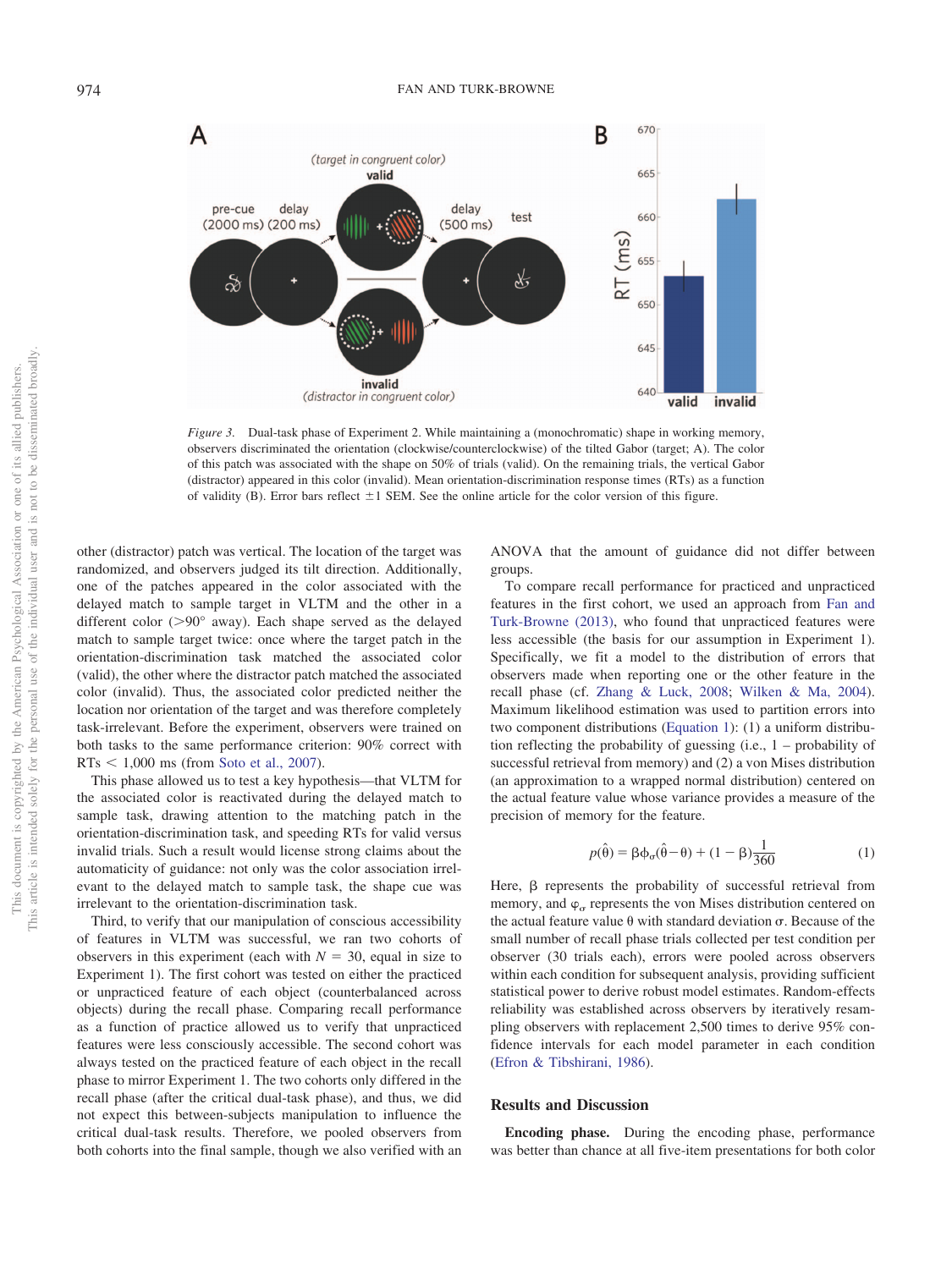*Figure 3.* Dual-task phase of Experiment 2. While maintaining a (monochromatic) shape in working memory, observers discriminated the orientation (clockwise/counterclockwise) of the tilted Gabor (target; A). The color of this patch was associated with the shape on 50% of trials (valid). On the remaining trials, the vertical Gabor (distractor) appeared in this color (invalid). Mean orientation-discrimination response times (RTs) as a function of validity (B). Error bars reflect ±1 SEM. See the online article for the color version of this figure.

other (distractor) patch was vertical. The location of the target was randomized, and observers judged its tilt direction. Additionally, one of the patches appeared in the color associated with the delayed match to sample target in VLTM and the other in a different color (>90° away). Each shape served as the delayed match to sample target twice: once where the target patch in the orientation-discrimination task matched the associated color (valid), the other where the distractor patch matched the associated color (invalid). Thus, the associated color predicted neither the location nor orientation of the target and was therefore completely task-irrelevant. Before the experiment, observers were trained on both tasks to the same performance criterion: 90% correct with RTs < 1,000 ms (from Soto et al., 2007).

This phase allowed us to test a key hypothesis—that VLTM for the associated color is reactivated during the delayed match to sample task, drawing attention to the matching patch in the orientation-discrimination task, and speeding RTs for valid versus invalid trials. Such a result would license strong claims about the automaticity of guidance: not only was the color association irrelevant to the delayed match to sample task, the shape cue was irrelevant to the orientation-discrimination task.

Third, to verify that our manipulation of conscious accessibility of features in VLTM was successful, we ran two cohorts of observers in this experiment (each with $N = 30$, equal in size to Experiment 1). The first cohort was tested on either the practiced or unpracticed feature of each object (counterbalanced across objects) during the recall phase. Comparing recall performance as a function of practice allowed us to verify that unpracticed features were less consciously accessible. The second cohort was always tested on the practiced feature of each object in the recall phase to mirror Experiment 1. The two cohorts only differed in the recall phase (after the critical dual-task phase), and thus, we did not expect this between-subjects manipulation to influence the critical dual-task results. Therefore, we pooled observers from both cohorts into the final sample, though we also verified with an ANOVA that the amount of guidance did not differ between groups.

To compare recall performance for practiced and unpracticed features in the first cohort, we used an approach from Fan and Turk-Browne (2013), who found that unpracticed features were less accessible (the basis for our assumption in Experiment 1). Specifically, we fit a model to the distribution of errors that observers made when reporting one or the other feature in the recall phase (cf. Zhang & Luck, 2008; Wilken & Ma, 2004). Maximum likelihood estimation was used to partition errors into two component distributions (Equation 1): (1) a uniform distribution reflecting the probability of guessing (i.e., 1 – probability of successful retrieval from memory) and (2) a von Mises distribution (an approximation to a wrapped normal distribution) centered on the actual feature value whose variance provides a measure of the precision of memory for the feature.

$$p(\hat{\theta}) = \beta\phi_{\sigma}(\hat{\theta} - \theta) + (1 - \beta)\frac{1}{360} \tag{1}$$

Here, $\beta$ represents the probability of successful retrieval from memory, and $\varphi_{\sigma}$ represents the von Mises distribution centered on the actual feature value $\theta$ with standard deviation $\sigma$. Because of the small number of recall phase trials collected per test condition per observer (30 trials each), errors were pooled across observers within each condition for subsequent analysis, providing sufficient statistical power to derive robust model estimates. Random-effects reliability was established across observers by iteratively resampling observers with replacement 2,500 times to derive 95% confidence intervals for each model parameter in each condition (Efron & Tibshirani, 1986).

## Results and Discussion

**Encoding phase.** During the encoding phase, performance was better than chance at all five-item presentations for both color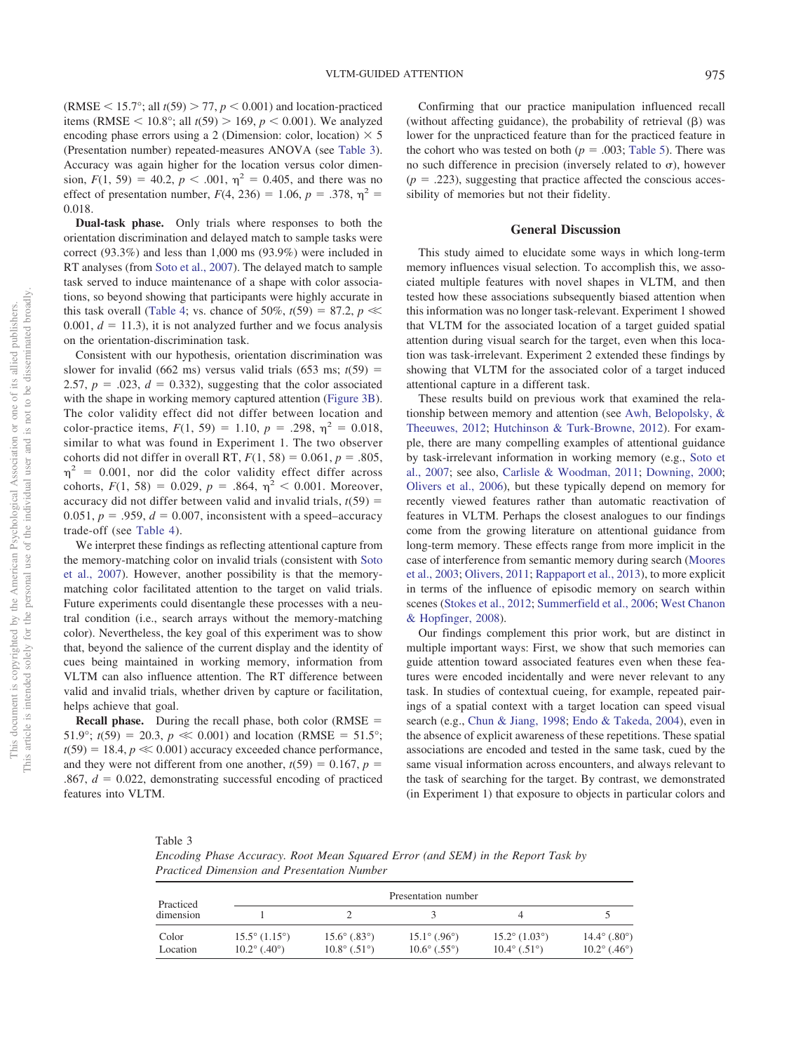(RMSE < 15.7°; all $t(59) > 77$, $p < 0.001$) and location-practiced items (RMSE < 10.8°; all $t(59) > 169$, $p < 0.001$). We analyzed encoding phase errors using a 2 (Dimension: color, location) × 5 (Presentation number) repeated-measures ANOVA (see Table 3). Accuracy was again higher for the location versus color dimension, $F(1, 59) = 40.2$, $p < .001$, $\eta^2 = 0.405$, and there was no effect of presentation number, $F(4, 236) = 1.06$, $p = .378$, $\eta^2 = 0.018$.

**Dual-task phase.** Only trials where responses to both the orientation discrimination and delayed match to sample tasks were correct (93.3%) and less than 1,000 ms (93.9%) were included in RT analyses (from Soto et al., 2007). The delayed match to sample task served to induce maintenance of a shape with color associations, so beyond showing that participants were highly accurate in this task overall (Table 4; vs. chance of 50%, $t(59) = 87.2$, $p \ll 0.001$, $d = 11.3$), it is not analyzed further and we focus analysis on the orientation-discrimination task.

Consistent with our hypothesis, orientation discrimination was slower for invalid (662 ms) versus valid trials (653 ms; $t(59) = 2.57$, $p = .023$, $d = 0.332$), suggesting that the color associated with the shape in working memory captured attention (Figure 3B). The color validity effect did not differ between location and color-practice items, $F(1, 59) = 1.10$, $p = .298$, $\eta^2 = 0.018$, similar to what was found in Experiment 1. The two observer cohorts did not differ in overall RT, $F(1, 58) = 0.061$, $p = .805$, $\eta^2 = 0.001$, nor did the color validity effect differ across cohorts, $F(1, 58) = 0.029$, $p = .864$, $\eta^2 < 0.001$. Moreover, accuracy did not differ between valid and invalid trials, $t(59) = 0.051$, $p = .959$, $d = 0.007$, inconsistent with a speed–accuracy trade-off (see Table 4).

We interpret these findings as reflecting attentional capture from the memory-matching color on invalid trials (consistent with Soto et al., 2007). However, another possibility is that the memory-matching color facilitated attention to the target on valid trials. Future experiments could disentangle these processes with a neutral condition (i.e., search arrays without the memory-matching color). Nevertheless, the key goal of this experiment was to show that, beyond the salience of the current display and the identity of cues being maintained in working memory, information from VLTM can also influence attention. The RT difference between valid and invalid trials, whether driven by capture or facilitation, helps achieve that goal.

**Recall phase.** During the recall phase, both color (RMSE = 51.9°; $t(59) = 20.3$, $p \ll 0.001$) and location (RMSE = 51.5°; $t(59) = 18.4$, $p \ll 0.001$) accuracy exceeded chance performance, and they were not different from one another, $t(59) = 0.167$, $p = .867$, $d = 0.022$, demonstrating successful encoding of practiced features into VLTM.

Confirming that our practice manipulation influenced recall (without affecting guidance), the probability of retrieval (β) was lower for the unpracticed feature than for the practiced feature in the cohort who was tested on both ($p = .003$; Table 5). There was no such difference in precision (inversely related to σ), however ($p = .223$), suggesting that practice affected the conscious accessibility of memories but not their fidelity.

## General Discussion

This study aimed to elucidate some ways in which long-term memory influences visual selection. To accomplish this, we associated multiple features with novel shapes in VLTM, and then tested how these associations subsequently biased attention when this information was no longer task-relevant. Experiment 1 showed that VLTM for the associated location of a target guided spatial attention during visual search for the target, even when this location was task-irrelevant. Experiment 2 extended these findings by showing that VLTM for the associated color of a target induced attentional capture in a different task.

These results build on previous work that examined the relationship between memory and attention (see Awh, Belopolsky, & Theeuwes, 2012; Hutchinson & Turk-Browne, 2012). For example, there are many compelling examples of attentional guidance by task-irrelevant information in working memory (e.g., Soto et al., 2007; see also, Carlisle & Woodman, 2011; Downing, 2000; Olivers et al., 2006), but these typically depend on memory for recently viewed features rather than automatic reactivation of features in VLTM. Perhaps the closest analogues to our findings come from the growing literature on attentional guidance from long-term memory. These effects range from more implicit in the case of interference from semantic memory during search (Moores et al., 2003; Olivers, 2011; Rappaport et al., 2013), to more explicit in terms of the influence of episodic memory on search within scenes (Stokes et al., 2012; Summerfield et al., 2006; West Chanon & Hopfinger, 2008).

Our findings complement this prior work, but are distinct in multiple important ways: First, we show that such memories can guide attention toward associated features even when these features were encoded incidentally and were never relevant to any task. In studies of contextual cueing, for example, repeated pairings of a spatial context with a target location can speed visual search (e.g., Chun & Jiang, 1998; Endo & Takeda, 2004), even in the absence of explicit awareness of these repetitions. These spatial associations are encoded and tested in the same task, cued by the same visual information across encounters, and always relevant to the task of searching for the target. By contrast, we demonstrated (in Experiment 1) that exposure to objects in particular colors and

Table 3
*Encoding Phase Accuracy. Root Mean Squared Error (and SEM) in the Report Task by Practiced Dimension and Presentation Number*

| Practiced dimension | Presentation number | | | | |
|---|---|---|---|---|---|
| | 1 | 2 | 3 | 4 | 5 |
| Color | 15.5° (1.15°) | 15.6° (.83°) | 15.1° (.96°) | 15.2° (1.03°) | 14.4° (.80°) |
| Location | 10.2° (.40°) | 10.8° (.51°) | 10.6° (.55°) | 10.4° (.51°) | 10.2° (.46°) |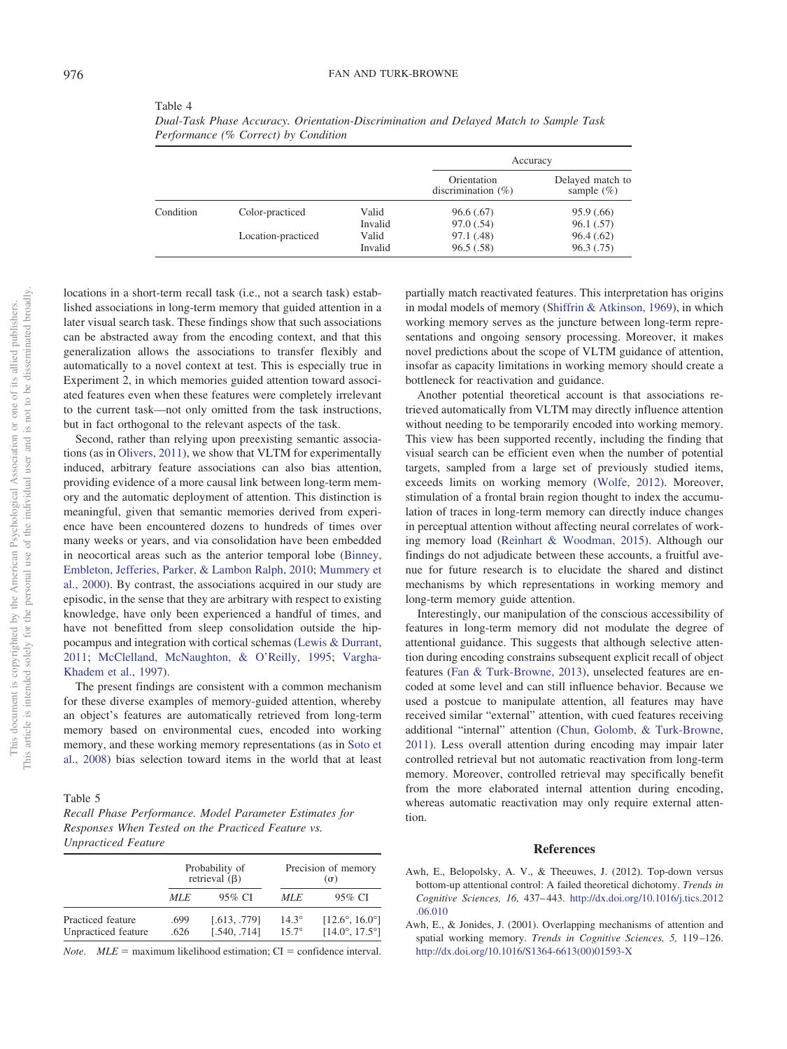Table 4
*Dual-Task Phase Accuracy. Orientation-Discrimination and Delayed Match to Sample Task Performance (% Correct) by Condition*

| | | | Accuracy | |
|---|---|---|---|---|
| | | | Orientation discrimination (%) | Delayed match to sample (%) |
| Condition | Color-practiced | Valid | 96.6 (.67) | 95.9 (.66) |
| | | Invalid | 97.0 (.54) | 96.1 (.57) |
| | Location-practiced | Valid | 97.1 (.48) | 96.4 (.62) |
| | | Invalid | 96.5 (.58) | 96.3 (.75) |

locations in a short-term recall task (i.e., not a search task) established associations in long-term memory that guided attention in a later visual search task. These findings show that such associations can be abstracted away from the encoding context, and that this generalization allows the associations to transfer flexibly and automatically to a novel context at test. This is especially true in Experiment 2, in which memories guided attention toward associated features even when these features were completely irrelevant to the current task—not only omitted from the task instructions, but in fact orthogonal to the relevant aspects of the task.

Second, rather than relying upon preexisting semantic associations (as in Olivers, 2011), we show that VLTM for experimentally induced, arbitrary feature associations can also bias attention, providing evidence of a more causal link between long-term memory and the automatic deployment of attention. This distinction is meaningful, given that semantic memories derived from experience have been encountered dozens to hundreds of times over many weeks or years, and via consolidation have been embedded in neocortical areas such as the anterior temporal lobe (Binney, Embleton, Jefferies, Parker, & Lambon Ralph, 2010; Mummery et al., 2000). By contrast, the associations acquired in our study are episodic, in the sense that they are arbitrary with respect to existing knowledge, have only been experienced a handful of times, and have not benefitted from sleep consolidation outside the hippocampus and integration with cortical schemas (Lewis & Durrant, 2011; McClelland, McNaughton, & O'Reilly, 1995; Vargha-Khadem et al., 1997).

The present findings are consistent with a common mechanism for these diverse examples of memory-guided attention, whereby an object's features are automatically retrieved from long-term memory based on environmental cues, encoded into working memory, and these working memory representations (as in Soto et al., 2008) bias selection toward items in the world that at least partially match reactivated features. This interpretation has origins in modal models of memory (Shiffrin & Atkinson, 1969), in which working memory serves as the juncture between long-term representations and ongoing sensory processing. Moreover, it makes novel predictions about the scope of VLTM guidance of attention, insofar as capacity limitations in working memory should create a bottleneck for reactivation and guidance.

Another potential theoretical account is that associations retrieved automatically from VLTM may directly influence attention without needing to be temporarily encoded into working memory. This view has been supported recently, including the finding that visual search can be efficient even when the number of potential targets, sampled from a large set of previously studied items, exceeds limits on working memory (Wolfe, 2012). Moreover, stimulation of a frontal brain region thought to index the accumulation of traces in long-term memory can directly induce changes in perceptual attention without affecting neural correlates of working memory load (Reinhart & Woodman, 2015). Although our findings do not adjudicate between these accounts, a fruitful avenue for future research is to elucidate the shared and distinct mechanisms by which representations in working memory and long-term memory guide attention.

Interestingly, our manipulation of the conscious accessibility of features in long-term memory did not modulate the degree of attentional guidance. This suggests that although selective attention during encoding constrains subsequent explicit recall of object features (Fan & Turk-Browne, 2013), unselected features are encoded at some level and can still influence behavior. Because we used a postcue to manipulate attention, all features may have received similar "external" attention, with cued features receiving additional "internal" attention (Chun, Golomb, & Turk-Browne, 2011). Less overall attention during encoding may impair later controlled retrieval but not automatic reactivation from long-term memory. Moreover, controlled retrieval may specifically benefit from the more elaborated internal attention during encoding, whereas automatic reactivation may only require external attention.

Table 5
*Recall Phase Performance. Model Parameter Estimates for Responses When Tested on the Practiced Feature vs. Unpracticed Feature*

| | Probability of retrieval (β) | | Precision of memory (σ) | |
|---|---|---|---|---|
| | *MLE* | 95% CI | *MLE* | 95% CI |
| Practiced feature | .699 | [.613, .779] | 14.3° | [12.6°, 16.0°] |
| Unpracticed feature | .626 | [.540, .714] | 15.7° | [14.0°, 17.5°] |

*Note*. *MLE* = maximum likelihood estimation; CI = confidence interval.

## References

Awh, E., Belopolsky, A. V., & Theeuwes, J. (2012). Top-down versus bottom-up attentional control: A failed theoretical dichotomy. *Trends in Cognitive Sciences, 16,* 437–443. http://dx.doi.org/10.1016/j.tics.2012.06.010

Awh, E., & Jonides, J. (2001). Overlapping mechanisms of attention and spatial working memory. *Trends in Cognitive Sciences, 5,* 119–126. http://dx.doi.org/10.1016/S1364-6613(00)01593-X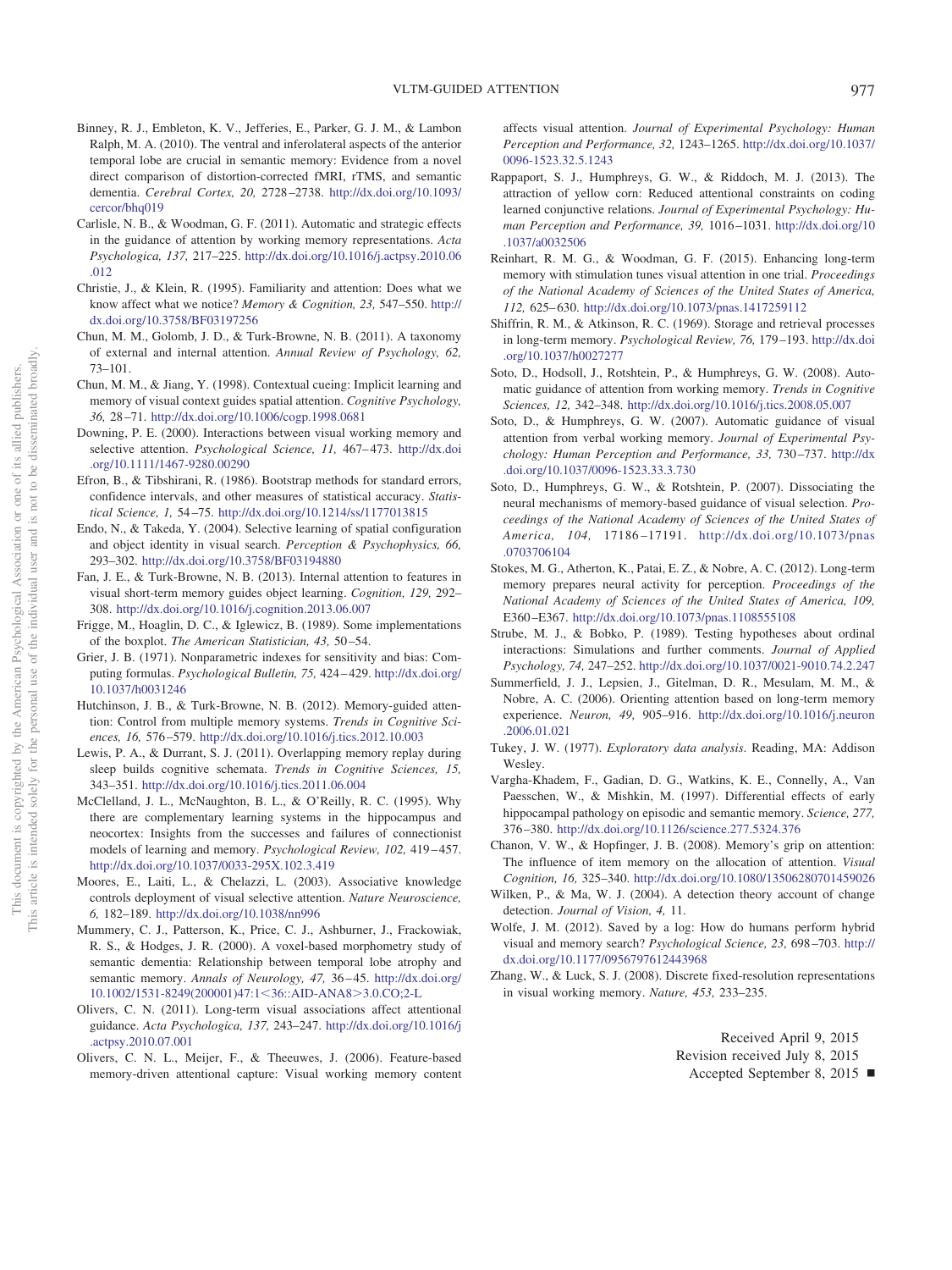Binney, R. J., Embleton, K. V., Jefferies, E., Parker, G. J. M., & Lambon Ralph, M. A. (2010). The ventral and inferolateral aspects of the anterior temporal lobe are crucial in semantic memory: Evidence from a novel direct comparison of distortion-corrected fMRI, rTMS, and semantic dementia. *Cerebral Cortex, 20,* 2728–2738. http://dx.doi.org/10.1093/cercor/bhq019

Carlisle, N. B., & Woodman, G. F. (2011). Automatic and strategic effects in the guidance of attention by working memory representations. *Acta Psychologica, 137,* 217–225. http://dx.doi.org/10.1016/j.actpsy.2010.06.012

Christie, J., & Klein, R. (1995). Familiarity and attention: Does what we know affect what we notice? *Memory & Cognition, 23,* 547–550. http://dx.doi.org/10.3758/BF03197256

Chun, M. M., Golomb, J. D., & Turk-Browne, N. B. (2011). A taxonomy of external and internal attention. *Annual Review of Psychology, 62,* 73–101.

Chun, M. M., & Jiang, Y. (1998). Contextual cueing: Implicit learning and memory of visual context guides spatial attention. *Cognitive Psychology, 36,* 28–71. http://dx.doi.org/10.1006/cogp.1998.0681

Downing, P. E. (2000). Interactions between visual working memory and selective attention. *Psychological Science, 11,* 467–473. http://dx.doi.org/10.1111/1467-9280.00290

Efron, B., & Tibshirani, R. (1986). Bootstrap methods for standard errors, confidence intervals, and other measures of statistical accuracy. *Statistical Science, 1,* 54–75. http://dx.doi.org/10.1214/ss/1177013815

Endo, N., & Takeda, Y. (2004). Selective learning of spatial configuration and object identity in visual search. *Perception & Psychophysics, 66,* 293–302. http://dx.doi.org/10.3758/BF03194880

Fan, J. E., & Turk-Browne, N. B. (2013). Internal attention to features in visual short-term memory guides object learning. *Cognition, 129,* 292–308. http://dx.doi.org/10.1016/j.cognition.2013.06.007

Frigge, M., Hoaglin, D. C., & Iglewicz, B. (1989). Some implementations of the boxplot. *The American Statistician, 43,* 50–54.

Grier, J. B. (1971). Nonparametric indexes for sensitivity and bias: Computing formulas. *Psychological Bulletin, 75,* 424–429. http://dx.doi.org/10.1037/h0031246

Hutchinson, J. B., & Turk-Browne, N. B. (2012). Memory-guided attention: Control from multiple memory systems. *Trends in Cognitive Sciences, 16,* 576–579. http://dx.doi.org/10.1016/j.tics.2012.10.003

Lewis, P. A., & Durrant, S. J. (2011). Overlapping memory replay during sleep builds cognitive schemata. *Trends in Cognitive Sciences, 15,* 343–351. http://dx.doi.org/10.1016/j.tics.2011.06.004

McClelland, J. L., McNaughton, B. L., & O'Reilly, R. C. (1995). Why there are complementary learning systems in the hippocampus and neocortex: Insights from the successes and failures of connectionist models of learning and memory. *Psychological Review, 102,* 419–457. http://dx.doi.org/10.1037/0033-295X.102.3.419

Moores, E., Laiti, L., & Chelazzi, L. (2003). Associative knowledge controls deployment of visual selective attention. *Nature Neuroscience, 6,* 182–189. http://dx.doi.org/10.1038/nn996

Mummery, C. J., Patterson, K., Price, C. J., Ashburner, J., Frackowiak, R. S., & Hodges, J. R. (2000). A voxel-based morphometry study of semantic dementia: Relationship between temporal lobe atrophy and semantic memory. *Annals of Neurology, 47,* 36–45. http://dx.doi.org/10.1002/1531-8249(200001)47:1<36::AID-ANA8>3.0.CO;2-L

Olivers, C. N. (2011). Long-term visual associations affect attentional guidance. *Acta Psychologica, 137,* 243–247. http://dx.doi.org/10.1016/j.actpsy.2010.07.001

Olivers, C. N. L., Meijer, F., & Theeuwes, J. (2006). Feature-based memory-driven attentional capture: Visual working memory content affects visual attention. *Journal of Experimental Psychology: Human Perception and Performance, 32,* 1243–1265. http://dx.doi.org/10.1037/0096-1523.32.5.1243

Rappaport, S. J., Humphreys, G. W., & Riddoch, M. J. (2013). The attraction of yellow corn: Reduced attentional constraints on coding learned conjunctive relations. *Journal of Experimental Psychology: Human Perception and Performance, 39,* 1016–1031. http://dx.doi.org/10.1037/a0032506

Reinhart, R. M. G., & Woodman, G. F. (2015). Enhancing long-term memory with stimulation tunes visual attention in one trial. *Proceedings of the National Academy of Sciences of the United States of America, 112,* 625–630. http://dx.doi.org/10.1073/pnas.1417259112

Shiffrin, R. M., & Atkinson, R. C. (1969). Storage and retrieval processes in long-term memory. *Psychological Review, 76,* 179–193. http://dx.doi.org/10.1037/h0027277

Soto, D., Hodsoll, J., Rotshtein, P., & Humphreys, G. W. (2008). Automatic guidance of attention from working memory. *Trends in Cognitive Sciences, 12,* 342–348. http://dx.doi.org/10.1016/j.tics.2008.05.007

Soto, D., & Humphreys, G. W. (2007). Automatic guidance of visual attention from verbal working memory. *Journal of Experimental Psychology: Human Perception and Performance, 33,* 730–737. http://dx.doi.org/10.1037/0096-1523.33.3.730

Soto, D., Humphreys, G. W., & Rotshtein, P. (2007). Dissociating the neural mechanisms of memory-based guidance of visual selection. *Proceedings of the National Academy of Sciences of the United States of America, 104,* 17186–17191. http://dx.doi.org/10.1073/pnas.0703706104

Stokes, M. G., Atherton, K., Patai, E. Z., & Nobre, A. C. (2012). Long-term memory prepares neural activity for perception. *Proceedings of the National Academy of Sciences of the United States of America, 109,* E360–E367. http://dx.doi.org/10.1073/pnas.1108555108

Strube, M. J., & Bobko, P. (1989). Testing hypotheses about ordinal interactions: Simulations and further comments. *Journal of Applied Psychology, 74,* 247–252. http://dx.doi.org/10.1037/0021-9010.74.2.247

Summerfield, J. J., Lepsien, J., Gitelman, D. R., Mesulam, M. M., & Nobre, A. C. (2006). Orienting attention based on long-term memory experience. *Neuron, 49,* 905–916. http://dx.doi.org/10.1016/j.neuron.2006.01.021

Tukey, J. W. (1977). *Exploratory data analysis*. Reading, MA: Addison Wesley.

Vargha-Khadem, F., Gadian, D. G., Watkins, K. E., Connelly, A., Van Paesschen, W., & Mishkin, M. (1997). Differential effects of early hippocampal pathology on episodic and semantic memory. *Science, 277,* 376–380. http://dx.doi.org/10.1126/science.277.5324.376

Chanon, V. W., & Hopfinger, J. B. (2008). Memory's grip on attention: The influence of item memory on the allocation of attention. *Visual Cognition, 16,* 325–340. http://dx.doi.org/10.1080/13506280701459026

Wilken, P., & Ma, W. J. (2004). A detection theory account of change detection. *Journal of Vision, 4,* 11.

Wolfe, J. M. (2012). Saved by a log: How do humans perform hybrid visual and memory search? *Psychological Science, 23,* 698–703. http://dx.doi.org/10.1177/0956797612443968

Zhang, W., & Luck, S. J. (2008). Discrete fixed-resolution representations in visual working memory. *Nature, 453,* 233–235.

Received April 9, 2015
Revision received July 8, 2015
Accepted September 8, 2015 ■